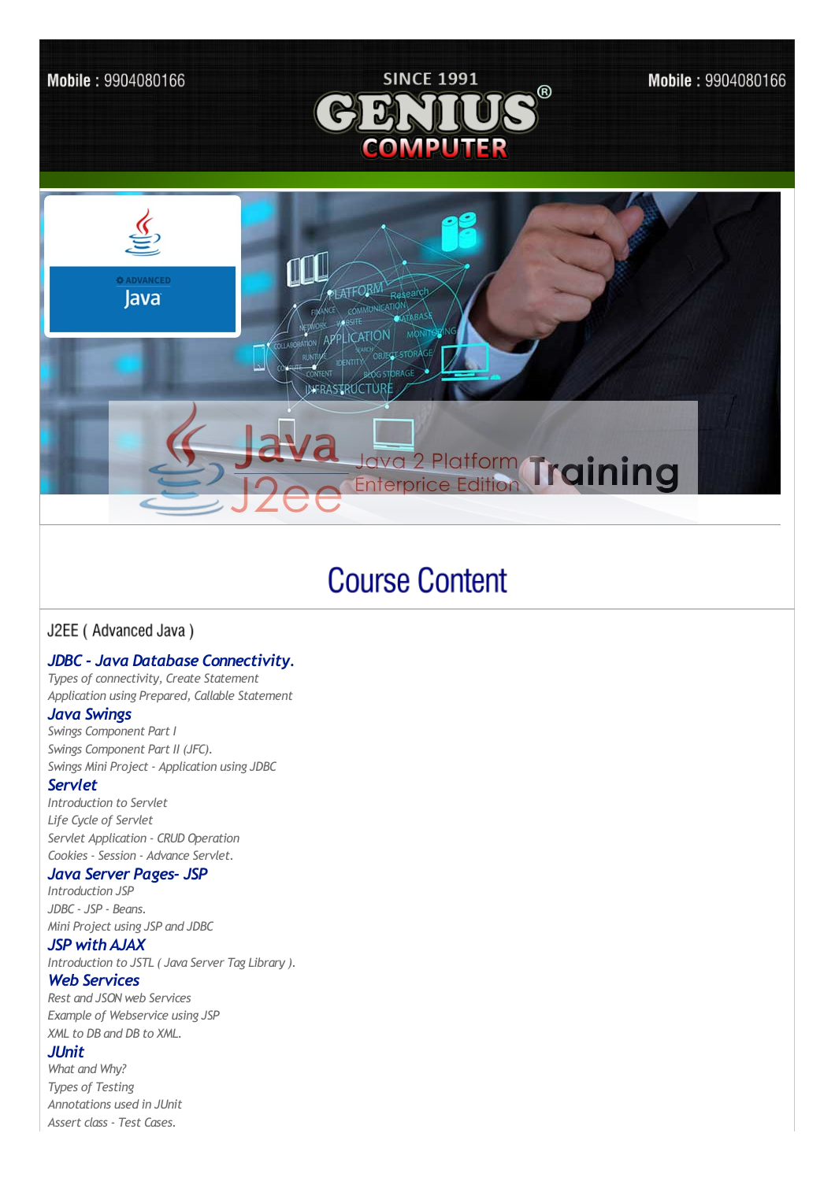Mobile : 9904080166

SINCE 1991

GENIUS® COMPUTER

Mobile : 9904080166

# Course Content

J2EE ( Advanced Java )

### *JDBC - Java Database Connectivity.*

*Types of connectivity, Create Statement*
*Application using Prepared, Callable Statement*

### *Java Swings*

*Swings Component Part I*
*Swings Component Part II (JFC).*
*Swings Mini Project - Application using JDBC*

### *Servlet*

*Introduction to Servlet*
*Life Cycle of Servlet*
*Servlet Application - CRUD Operation*
*Cookies - Session - Advance Servlet.*

### *Java Server Pages- JSP*

*Introduction JSP*
*JDBC - JSP - Beans.*
*Mini Project using JSP and JDBC*

### *JSP with AJAX*

*Introduction to JSTL ( Java Server Tag Library ).*

### *Web Services*

*Rest and JSON web Services*
*Example of Webservice using JSP*
*XML to DB and DB to XML.*

### *JUnit*

*What and Why?*
*Types of Testing*
*Annotations used in JUnit*
*Assert class - Test Cases.*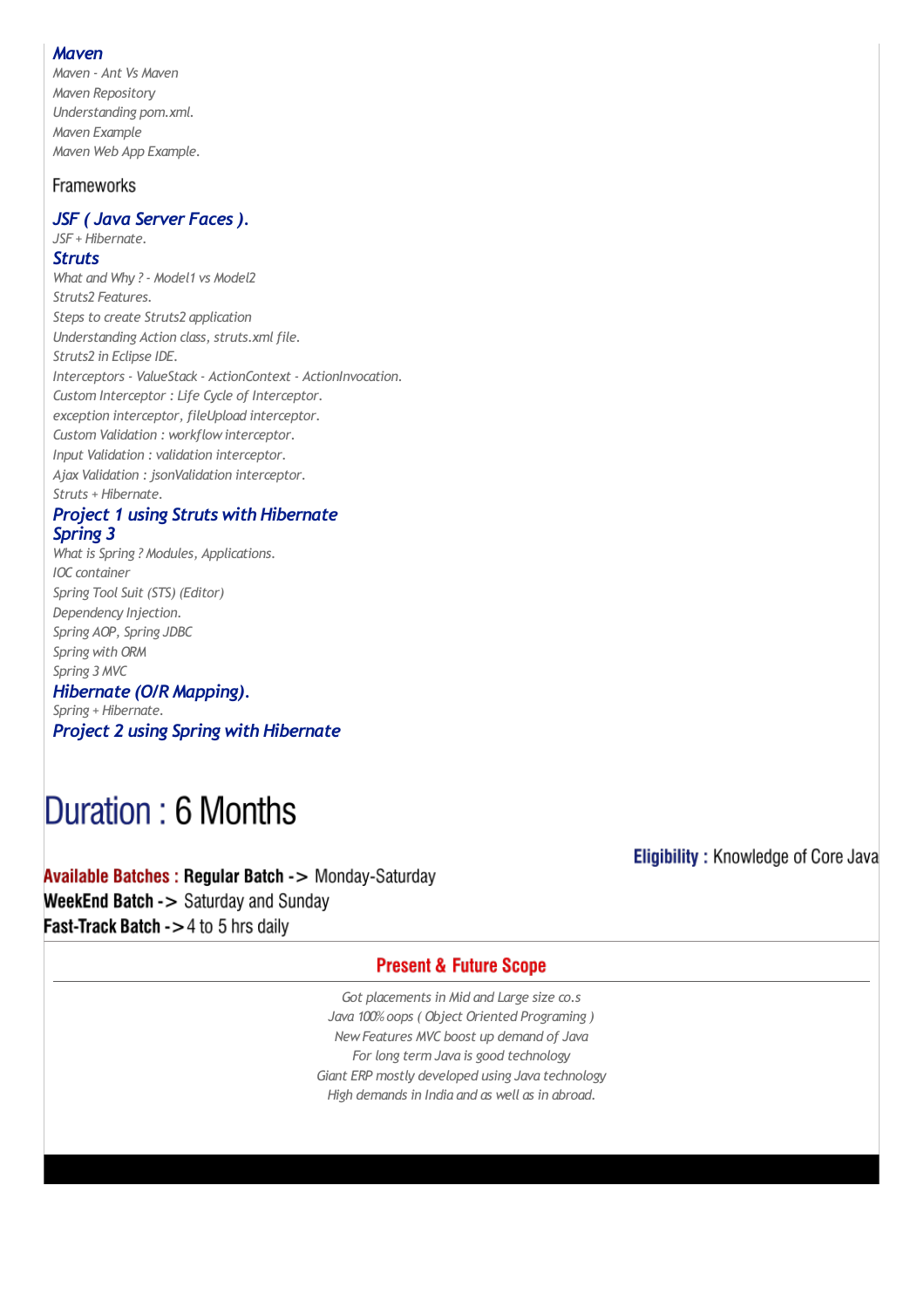### *Maven*

*Maven - Ant Vs Maven*
*Maven Repository*
*Understanding pom.xml.*
*Maven Example*
*Maven Web App Example.*

## Frameworks

### *JSF ( Java Server Faces ).*

*JSF + Hibernate.*

### *Struts*

*What and Why ? - Model1 vs Model2*
*Struts2 Features.*
*Steps to create Struts2 application*
*Understanding Action class, struts.xml file.*
*Struts2 in Eclipse IDE.*
*Interceptors - ValueStack - ActionContext - ActionInvocation.*
*Custom Interceptor : Life Cycle of Interceptor.*
*exception interceptor, fileUpload interceptor.*
*Custom Validation : workflow interceptor.*
*Input Validation : validation interceptor.*
*Ajax Validation : jsonValidation interceptor.*
*Struts + Hibernate.*

### *Project 1 using Struts with Hibernate*

### *Spring 3*

*What is Spring ? Modules, Applications.*
*IOC container*
*Spring Tool Suit (STS) (Editor)*
*Dependency Injection.*
*Spring AOP, Spring JDBC*
*Spring with ORM*
*Spring 3 MVC*

### *Hibernate (O/R Mapping).*

*Spring + Hibernate.*

### *Project 2 using Spring with Hibernate*

# Duration : 6 Months

**Eligibility :** Knowledge of Core Java

**Available Batches : Regular Batch ->** Monday-Saturday
**WeekEnd Batch ->** Saturday and Sunday
**Fast-Track Batch ->** 4 to 5 hrs daily

## Present & Future Scope

*Got placements in Mid and Large size co.s*
*Java 100% oops ( Object Oriented Programing )*
*New Features MVC boost up demand of Java*
*For long term Java is good technology*
*Giant ERP mostly developed using Java technology*
*High demands in India and as well as in abroad.*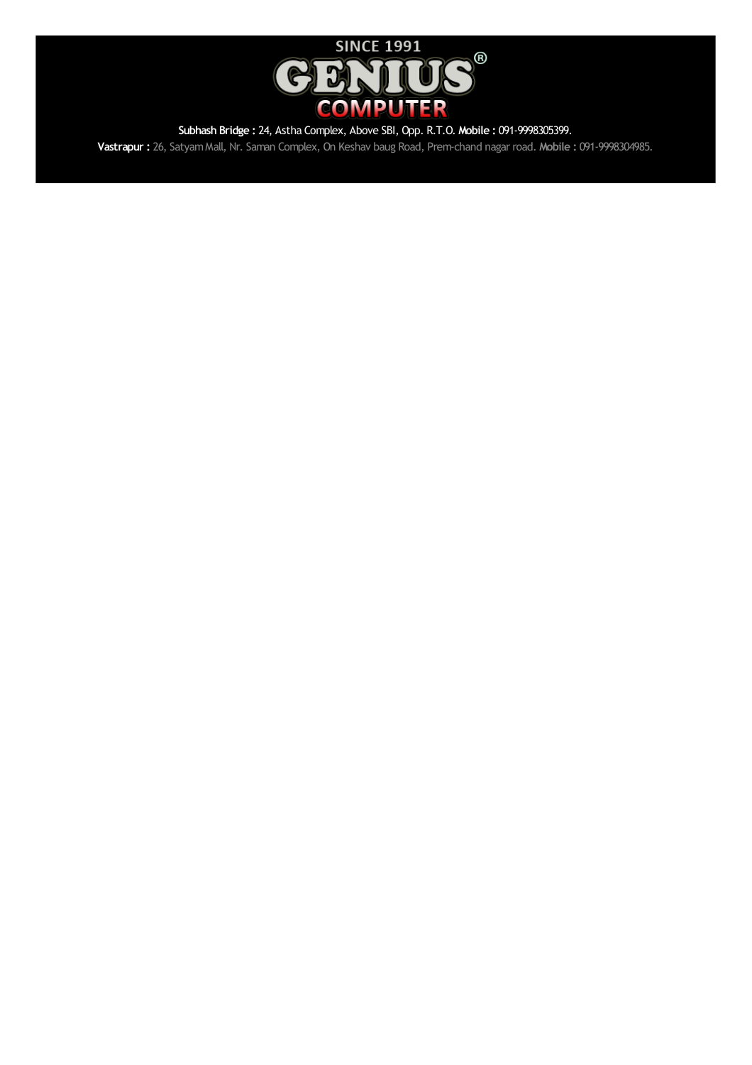SINCE 1991

# GENIUS® COMPUTER

**Subhash Bridge :** 24, Astha Complex, Above SBI, Opp. R.T.O. **Mobile :** 091-9998305399.

**Vastrapur :** 26, Satyam Mall, Nr. Saman Complex, On Keshav baug Road, Prem-chand nagar road. **Mobile :** 091-9998304985.